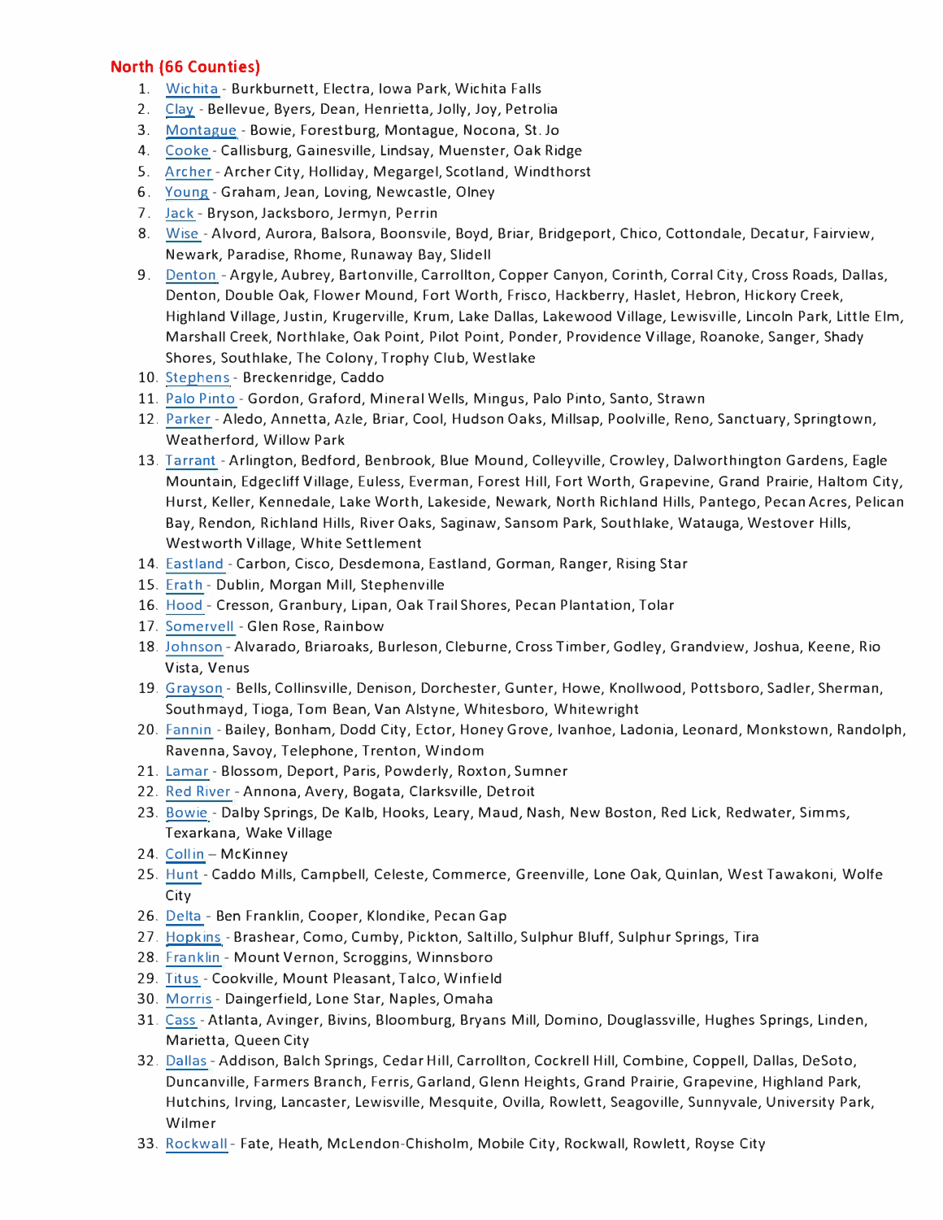## North (66 Counties)

1. Wichita - Burkburnett, Electra, Iowa Park, Wichita Falls
2. Clay - Bellevue, Byers, Dean, Henrietta, Jolly, Joy, Petrolia
3. Montague - Bowie, Forestburg, Montague, Nocona, St. Jo
4. Cooke - Callisburg, Gainesville, Lindsay, Muenster, Oak Ridge
5. Archer - Archer City, Holliday, Megargel, Scotland, Windthorst
6. Young - Graham, Jean, Loving, Newcastle, Olney
7. Jack - Bryson, Jacksboro, Jermyn, Perrin
8. Wise - Alvord, Aurora, Balsora, Boonsvile, Boyd, Briar, Bridgeport, Chico, Cottondale, Decatur, Fairview, Newark, Paradise, Rhome, Runaway Bay, Slidell
9. Denton - Argyle, Aubrey, Bartonville, Carrollton, Copper Canyon, Corinth, Corral City, Cross Roads, Dallas, Denton, Double Oak, Flower Mound, Fort Worth, Frisco, Hackberry, Haslet, Hebron, Hickory Creek, Highland Village, Justin, Krugerville, Krum, Lake Dallas, Lakewood Village, Lewisville, Lincoln Park, Little Elm, Marshall Creek, Northlake, Oak Point, Pilot Point, Ponder, Providence Village, Roanoke, Sanger, Shady Shores, Southlake, The Colony, Trophy Club, Westlake
10. Stephens - Breckenridge, Caddo
11. Palo Pinto - Gordon, Graford, Mineral Wells, Mingus, Palo Pinto, Santo, Strawn
12. Parker - Aledo, Annetta, Azle, Briar, Cool, Hudson Oaks, Millsap, Poolville, Reno, Sanctuary, Springtown, Weatherford, Willow Park
13. Tarrant - Arlington, Bedford, Benbrook, Blue Mound, Colleyville, Crowley, Dalworthington Gardens, Eagle Mountain, Edgecliff Village, Euless, Everman, Forest Hill, Fort Worth, Grapevine, Grand Prairie, Haltom City, Hurst, Keller, Kennedale, Lake Worth, Lakeside, Newark, North Richland Hills, Pantego, Pecan Acres, Pelican Bay, Rendon, Richland Hills, River Oaks, Saginaw, Sansom Park, Southlake, Watauga, Westover Hills, Westworth Village, White Settlement
14. Eastland - Carbon, Cisco, Desdemona, Eastland, Gorman, Ranger, Rising Star
15. Erath - Dublin, Morgan Mill, Stephenville
16. Hood - Cresson, Granbury, Lipan, Oak Trail Shores, Pecan Plantation, Tolar
17. Somervell - Glen Rose, Rainbow
18. Johnson - Alvarado, Briaroaks, Burleson, Cleburne, Cross Timber, Godley, Grandview, Joshua, Keene, Rio Vista, Venus
19. Grayson - Bells, Collinsville, Denison, Dorchester, Gunter, Howe, Knollwood, Pottsboro, Sadler, Sherman, Southmayd, Tioga, Tom Bean, Van Alstyne, Whitesboro, Whitewright
20. Fannin - Bailey, Bonham, Dodd City, Ector, Honey Grove, Ivanhoe, Ladonia, Leonard, Monkstown, Randolph, Ravenna, Savoy, Telephone, Trenton, Windom
21. Lamar - Blossom, Deport, Paris, Powderly, Roxton, Sumner
22. Red River - Annona, Avery, Bogata, Clarksville, Detroit
23. Bowie - Dalby Springs, De Kalb, Hooks, Leary, Maud, Nash, New Boston, Red Lick, Redwater, Simms, Texarkana, Wake Village
24. Collin – McKinney
25. Hunt - Caddo Mills, Campbell, Celeste, Commerce, Greenville, Lone Oak, Quinlan, West Tawakoni, Wolfe City
26. Delta - Ben Franklin, Cooper, Klondike, Pecan Gap
27. Hopkins - Brashear, Como, Cumby, Pickton, Saltillo, Sulphur Bluff, Sulphur Springs, Tira
28. Franklin - Mount Vernon, Scroggins, Winnsboro
29. Titus - Cookville, Mount Pleasant, Talco, Winfield
30. Morris - Daingerfield, Lone Star, Naples, Omaha
31. Cass - Atlanta, Avinger, Bivins, Bloomburg, Bryans Mill, Domino, Douglassville, Hughes Springs, Linden, Marietta, Queen City
32. Dallas - Addison, Balch Springs, Cedar Hill, Carrollton, Cockrell Hill, Combine, Coppell, Dallas, DeSoto, Duncanville, Farmers Branch, Ferris, Garland, Glenn Heights, Grand Prairie, Grapevine, Highland Park, Hutchins, Irving, Lancaster, Lewisville, Mesquite, Ovilla, Rowlett, Seagoville, Sunnyvale, University Park, Wilmer
33. Rockwall - Fate, Heath, McLendon-Chisholm, Mobile City, Rockwall, Rowlett, Royse City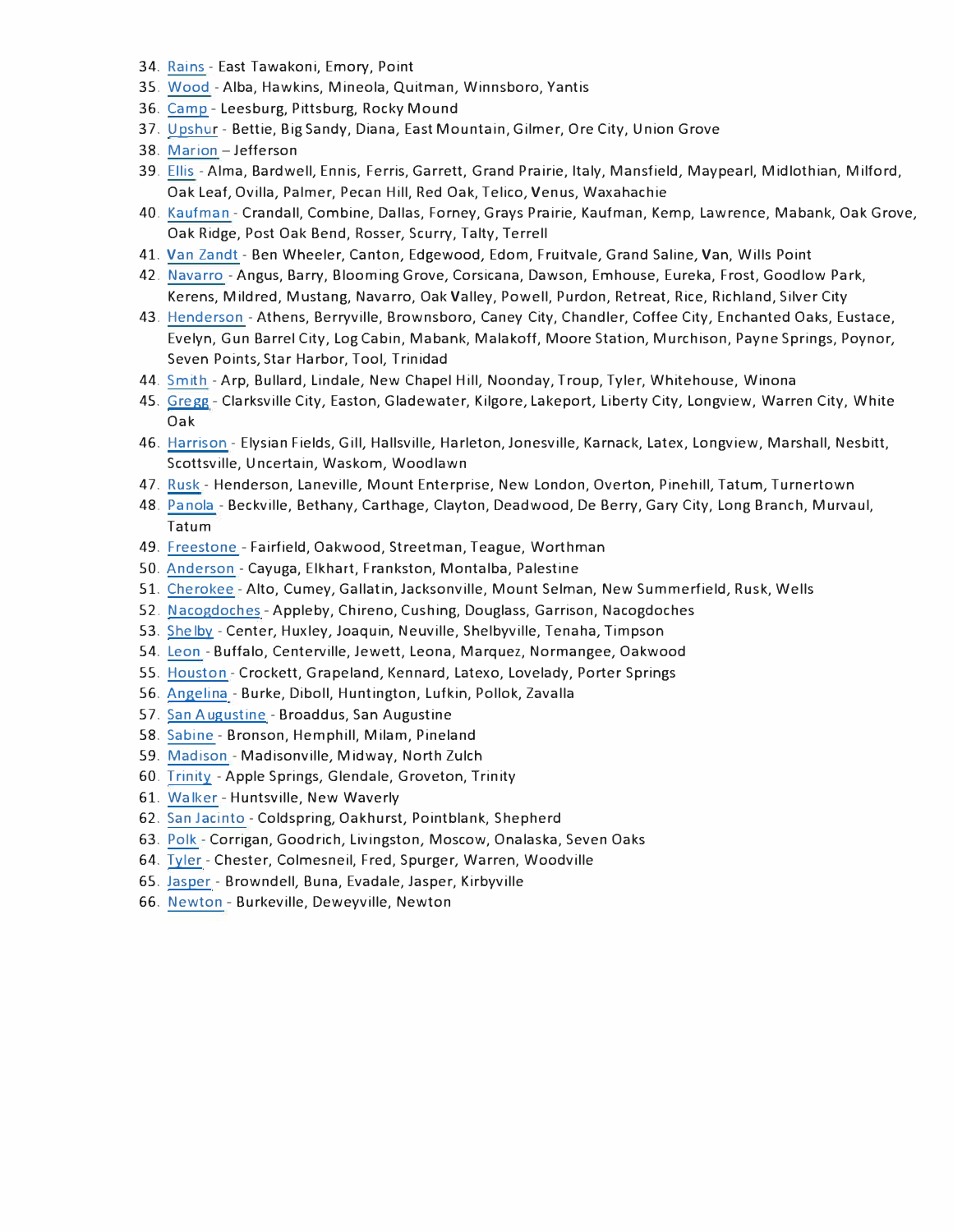34. Rains - East Tawakoni, Emory, Point
35. Wood - Alba, Hawkins, Mineola, Quitman, Winnsboro, Yantis
36. Camp - Leesburg, Pittsburg, Rocky Mound
37. Upshur - Bettie, Big Sandy, Diana, East Mountain, Gilmer, Ore City, Union Grove
38. Marion – Jefferson
39. Ellis - Alma, Bardwell, Ennis, Ferris, Garrett, Grand Prairie, Italy, Mansfield, Maypearl, Midlothian, Milford, Oak Leaf, Ovilla, Palmer, Pecan Hill, Red Oak, Telico, Venus, Waxahachie
40. Kaufman - Crandall, Combine, Dallas, Forney, Grays Prairie, Kaufman, Kemp, Lawrence, Mabank, Oak Grove, Oak Ridge, Post Oak Bend, Rosser, Scurry, Talty, Terrell
41. Van Zandt - Ben Wheeler, Canton, Edgewood, Edom, Fruitvale, Grand Saline, Van, Wills Point
42. Navarro - Angus, Barry, Blooming Grove, Corsicana, Dawson, Emhouse, Eureka, Frost, Goodlow Park, Kerens, Mildred, Mustang, Navarro, Oak Valley, Powell, Purdon, Retreat, Rice, Richland, Silver City
43. Henderson - Athens, Berryville, Brownsboro, Caney City, Chandler, Coffee City, Enchanted Oaks, Eustace, Evelyn, Gun Barrel City, Log Cabin, Mabank, Malakoff, Moore Station, Murchison, Payne Springs, Poynor, Seven Points, Star Harbor, Tool, Trinidad
44. Smith - Arp, Bullard, Lindale, New Chapel Hill, Noonday, Troup, Tyler, Whitehouse, Winona
45. Gregg - Clarksville City, Easton, Gladewater, Kilgore, Lakeport, Liberty City, Longview, Warren City, White Oak
46. Harrison - Elysian Fields, Gill, Hallsville, Harleton, Jonesville, Karnack, Latex, Longview, Marshall, Nesbitt, Scottsville, Uncertain, Waskom, Woodlawn
47. Rusk - Henderson, Laneville, Mount Enterprise, New London, Overton, Pinehill, Tatum, Turnertown
48. Panola - Beckville, Bethany, Carthage, Clayton, Deadwood, De Berry, Gary City, Long Branch, Murvaul, Tatum
49. Freestone - Fairfield, Oakwood, Streetman, Teague, Worthman
50. Anderson - Cayuga, Elkhart, Frankston, Montalba, Palestine
51. Cherokee - Alto, Cumey, Gallatin, Jacksonville, Mount Selman, New Summerfield, Rusk, Wells
52. Nacogdoches - Appleby, Chireno, Cushing, Douglass, Garrison, Nacogdoches
53. Shelby - Center, Huxley, Joaquin, Neuville, Shelbyville, Tenaha, Timpson
54. Leon - Buffalo, Centerville, Jewett, Leona, Marquez, Normangee, Oakwood
55. Houston - Crockett, Grapeland, Kennard, Latexo, Lovelady, Porter Springs
56. Angelina - Burke, Diboll, Huntington, Lufkin, Pollok, Zavalla
57. San Augustine - Broaddus, San Augustine
58. Sabine - Bronson, Hemphill, Milam, Pineland
59. Madison - Madisonville, Midway, North Zulch
60. Trinity - Apple Springs, Glendale, Groveton, Trinity
61. Walker - Huntsville, New Waverly
62. San Jacinto - Coldspring, Oakhurst, Pointblank, Shepherd
63. Polk - Corrigan, Goodrich, Livingston, Moscow, Onalaska, Seven Oaks
64. Tyler - Chester, Colmesneil, Fred, Spurger, Warren, Woodville
65. Jasper - Browndell, Buna, Evadale, Jasper, Kirbyville
66. Newton - Burkeville, Deweyville, Newton